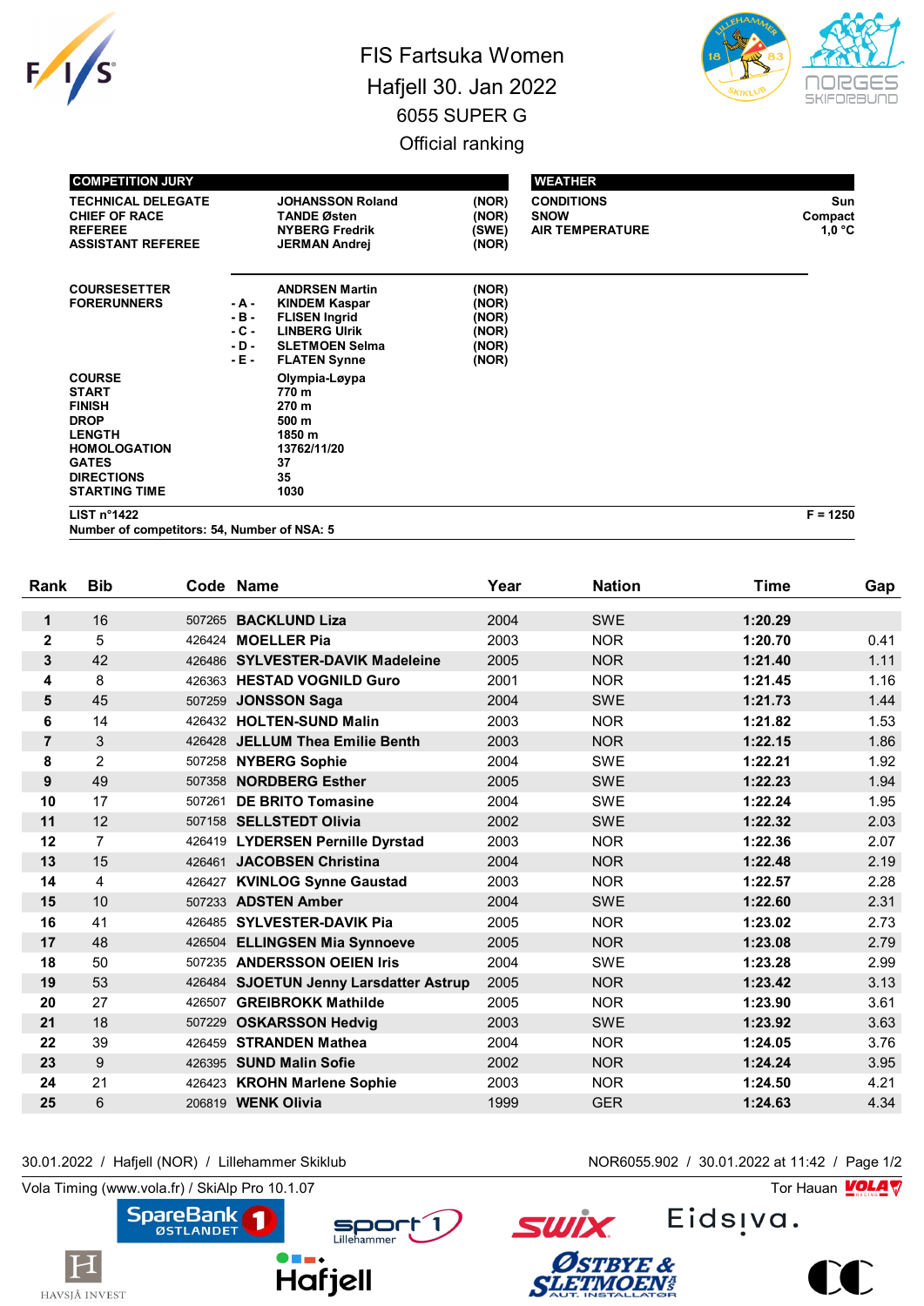# FIS Fartsuka Women

## Hafjell 30. Jan 2022

### 6055 SUPER G

### Official ranking

| COMPETITION JURY | | | |
|---|---|---|---|
| TECHNICAL DELEGATE | | JOHANSSON Roland | (NOR) |
| CHIEF OF RACE | | TANDE Østen | (NOR) |
| REFEREE | | NYBERG Fredrik | (SWE) |
| ASSISTANT REFEREE | | JERMAN Andrej | (NOR) |
| COURSESETTER | | ANDRSEN Martin | (NOR) |
| FORERUNNERS | - A - | KINDEM Kaspar | (NOR) |
| | - B - | FLISEN Ingrid | (NOR) |
| | - C - | LINBERG Ulrik | (NOR) |
| | - D - | SLETMOEN Selma | (NOR) |
| | - E - | FLATEN Synne | (NOR) |
| COURSE | | Olympia-Løypa | |
| START | | 770 m | |
| FINISH | | 270 m | |
| DROP | | 500 m | |
| LENGTH | | 1850 m | |
| HOMOLOGATION | | 13762/11/20 | |
| GATES | | 37 | |
| DIRECTIONS | | 35 | |
| STARTING TIME | | 1030 | |

| WEATHER | |
|---|---|
| CONDITIONS | Sun |
| SNOW | Compact |
| AIR TEMPERATURE | 1,0 °C |

LIST n°1422 F = 1250

Number of competitors: 54, Number of NSA: 5

| Rank | Bib | Code | Name | Year | Nation | Time | Gap |
|---|---|---|---|---|---|---|---|
| 1 | 16 | 507265 | BACKLUND Liza | 2004 | SWE | 1:20.29 | |
| 2 | 5 | 426424 | MOELLER Pia | 2003 | NOR | 1:20.70 | 0.41 |
| 3 | 42 | 426486 | SYLVESTER-DAVIK Madeleine | 2005 | NOR | 1:21.40 | 1.11 |
| 4 | 8 | 426363 | HESTAD VOGNILD Guro | 2001 | NOR | 1:21.45 | 1.16 |
| 5 | 45 | 507259 | JONSSON Saga | 2004 | SWE | 1:21.73 | 1.44 |
| 6 | 14 | 426432 | HOLTEN-SUND Malin | 2003 | NOR | 1:21.82 | 1.53 |
| 7 | 3 | 426428 | JELLUM Thea Emilie Benth | 2003 | NOR | 1:22.15 | 1.86 |
| 8 | 2 | 507258 | NYBERG Sophie | 2004 | SWE | 1:22.21 | 1.92 |
| 9 | 49 | 507358 | NORDBERG Esther | 2005 | SWE | 1:22.23 | 1.94 |
| 10 | 17 | 507261 | DE BRITO Tomasine | 2004 | SWE | 1:22.24 | 1.95 |
| 11 | 12 | 507158 | SELLSTEDT Olivia | 2002 | SWE | 1:22.32 | 2.03 |
| 12 | 7 | 426419 | LYDERSEN Pernille Dyrstad | 2003 | NOR | 1:22.36 | 2.07 |
| 13 | 15 | 426461 | JACOBSEN Christina | 2004 | NOR | 1:22.48 | 2.19 |
| 14 | 4 | 426427 | KVINLOG Synne Gaustad | 2003 | NOR | 1:22.57 | 2.28 |
| 15 | 10 | 507233 | ADSTEN Amber | 2004 | SWE | 1:22.60 | 2.31 |
| 16 | 41 | 426485 | SYLVESTER-DAVIK Pia | 2005 | NOR | 1:23.02 | 2.73 |
| 17 | 48 | 426504 | ELLINGSEN Mia Synnoeve | 2005 | NOR | 1:23.08 | 2.79 |
| 18 | 50 | 507235 | ANDERSSON OEIEN Iris | 2004 | SWE | 1:23.28 | 2.99 |
| 19 | 53 | 426484 | SJOETUN Jenny Larsdatter Astrup | 2005 | NOR | 1:23.42 | 3.13 |
| 20 | 27 | 426507 | GREIBROKK Mathilde | 2005 | NOR | 1:23.90 | 3.61 |
| 21 | 18 | 507229 | OSKARSSON Hedvig | 2003 | SWE | 1:23.92 | 3.63 |
| 22 | 39 | 426459 | STRANDEN Mathea | 2004 | NOR | 1:24.05 | 3.76 |
| 23 | 9 | 426395 | SUND Malin Sofie | 2002 | NOR | 1:24.24 | 3.95 |
| 24 | 21 | 426423 | KROHN Marlene Sophie | 2003 | NOR | 1:24.50 | 4.21 |
| 25 | 6 | 206819 | WENK Olivia | 1999 | GER | 1:24.63 | 4.34 |

30.01.2022 / Hafjell (NOR) / Lillehammer Skiklub NOR6055.902 / 30.01.2022 at 11:42

Vola Timing (www.vola.fr) / SkiAlp Pro 10.1.07 Tor Hauan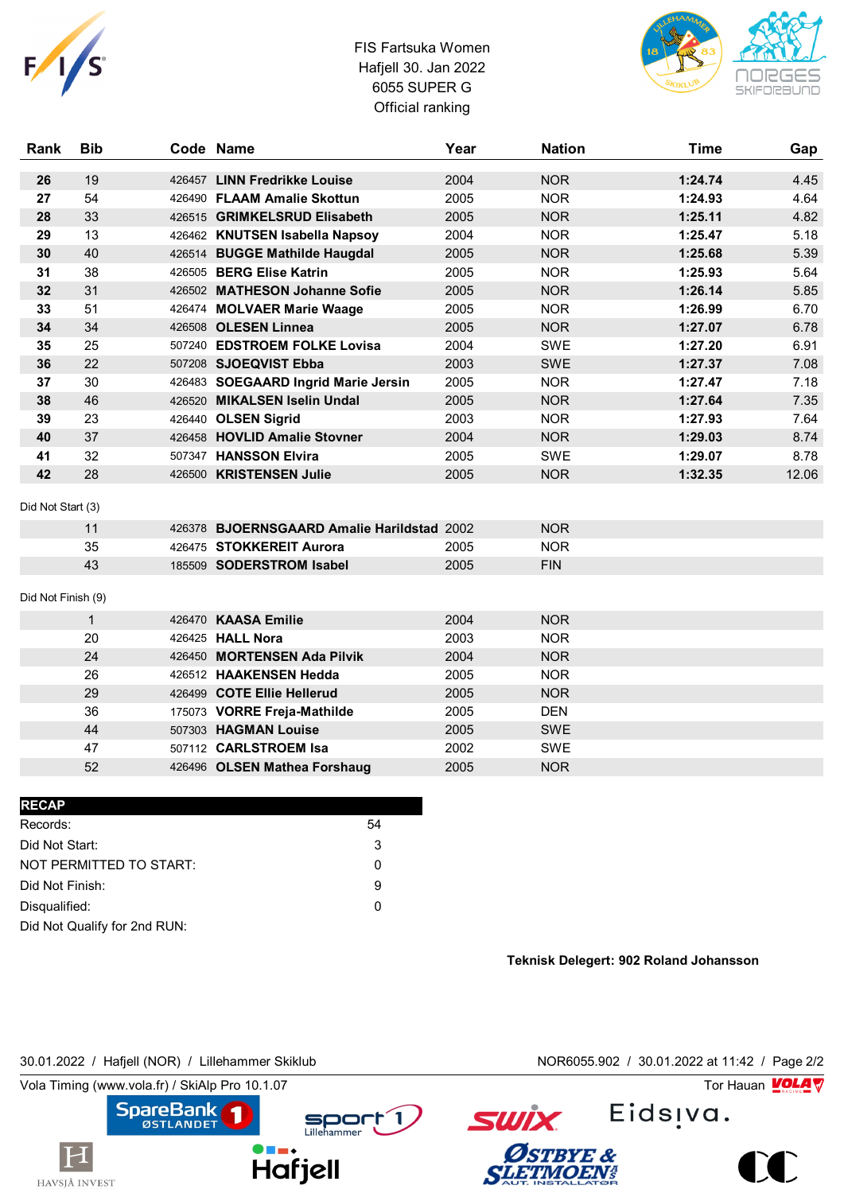FIS Fartsuka Women
Hafjell 30. Jan 2022
6055 SUPER G
Official ranking

| Rank | Bib | Code | Name | Year | Nation | Time | Gap |
|---|---|---|---|---|---|---|---|
| **26** | 19 | 426457 | **LINN Fredrikke Louise** | 2004 | NOR | **1:24.74** | 4.45 |
| **27** | 54 | 426490 | **FLAAM Amalie Skottun** | 2005 | NOR | **1:24.93** | 4.64 |
| **28** | 33 | 426515 | **GRIMKELSRUD Elisabeth** | 2005 | NOR | **1:25.11** | 4.82 |
| **29** | 13 | 426462 | **KNUTSEN Isabella Napsoy** | 2004 | NOR | **1:25.47** | 5.18 |
| **30** | 40 | 426514 | **BUGGE Mathilde Haugdal** | 2005 | NOR | **1:25.68** | 5.39 |
| **31** | 38 | 426505 | **BERG Elise Katrin** | 2005 | NOR | **1:25.93** | 5.64 |
| **32** | 31 | 426502 | **MATHESON Johanne Sofie** | 2005 | NOR | **1:26.14** | 5.85 |
| **33** | 51 | 426474 | **MOLVAER Marie Waage** | 2005 | NOR | **1:26.99** | 6.70 |
| **34** | 34 | 426508 | **OLESEN Linnea** | 2005 | NOR | **1:27.07** | 6.78 |
| **35** | 25 | 507240 | **EDSTROEM FOLKE Lovisa** | 2004 | SWE | **1:27.20** | 6.91 |
| **36** | 22 | 507208 | **SJOEQVIST Ebba** | 2003 | SWE | **1:27.37** | 7.08 |
| **37** | 30 | 426483 | **SOEGAARD Ingrid Marie Jersin** | 2005 | NOR | **1:27.47** | 7.18 |
| **38** | 46 | 426520 | **MIKALSEN Iselin Undal** | 2005 | NOR | **1:27.64** | 7.35 |
| **39** | 23 | 426440 | **OLSEN Sigrid** | 2003 | NOR | **1:27.93** | 7.64 |
| **40** | 37 | 426458 | **HOVLID Amalie Stovner** | 2004 | NOR | **1:29.03** | 8.74 |
| **41** | 32 | 507347 | **HANSSON Elvira** | 2005 | SWE | **1:29.07** | 8.78 |
| **42** | 28 | 426500 | **KRISTENSEN Julie** | 2005 | NOR | **1:32.35** | 12.06 |

Did Not Start (3)

| | Bib | Code | Name | Year | Nation |
|---|---|---|---|---|---|
| | 11 | 426378 | **BJOERNSGAARD Amalie Harildstad** | 2002 | NOR |
| | 35 | 426475 | **STOKKEREIT Aurora** | 2005 | NOR |
| | 43 | 185509 | **SODERSTROM Isabel** | 2005 | FIN |

Did Not Finish (9)

| | Bib | Code | Name | Year | Nation |
|---|---|---|---|---|---|
| | 1 | 426470 | **KAASA Emilie** | 2004 | NOR |
| | 20 | 426425 | **HALL Nora** | 2003 | NOR |
| | 24 | 426450 | **MORTENSEN Ada Pilvik** | 2004 | NOR |
| | 26 | 426512 | **HAAKENSEN Hedda** | 2005 | NOR |
| | 29 | 426499 | **COTE Ellie Hellerud** | 2005 | NOR |
| | 36 | 175073 | **VORRE Freja-Mathilde** | 2005 | DEN |
| | 44 | 507303 | **HAGMAN Louise** | 2005 | SWE |
| | 47 | 507112 | **CARLSTROEM Isa** | 2002 | SWE |
| | 52 | 426496 | **OLSEN Mathea Forshaug** | 2005 | NOR |

| RECAP | |
|---|---|
| Records: | 54 |
| Did Not Start: | 3 |
| NOT PERMITTED TO START: | 0 |
| Did Not Finish: | 9 |
| Disqualified: | 0 |
| Did Not Qualify for 2nd RUN: | |

**Teknisk Delegert: 902 Roland Johansson**

30.01.2022 / Hafjell (NOR) / Lillehammer Skiklub
NOR6055.902 / 30.01.2022 at 11:42
Vola Timing (www.vola.fr) / SkiAlp Pro 10.1.07
Tor Hauan